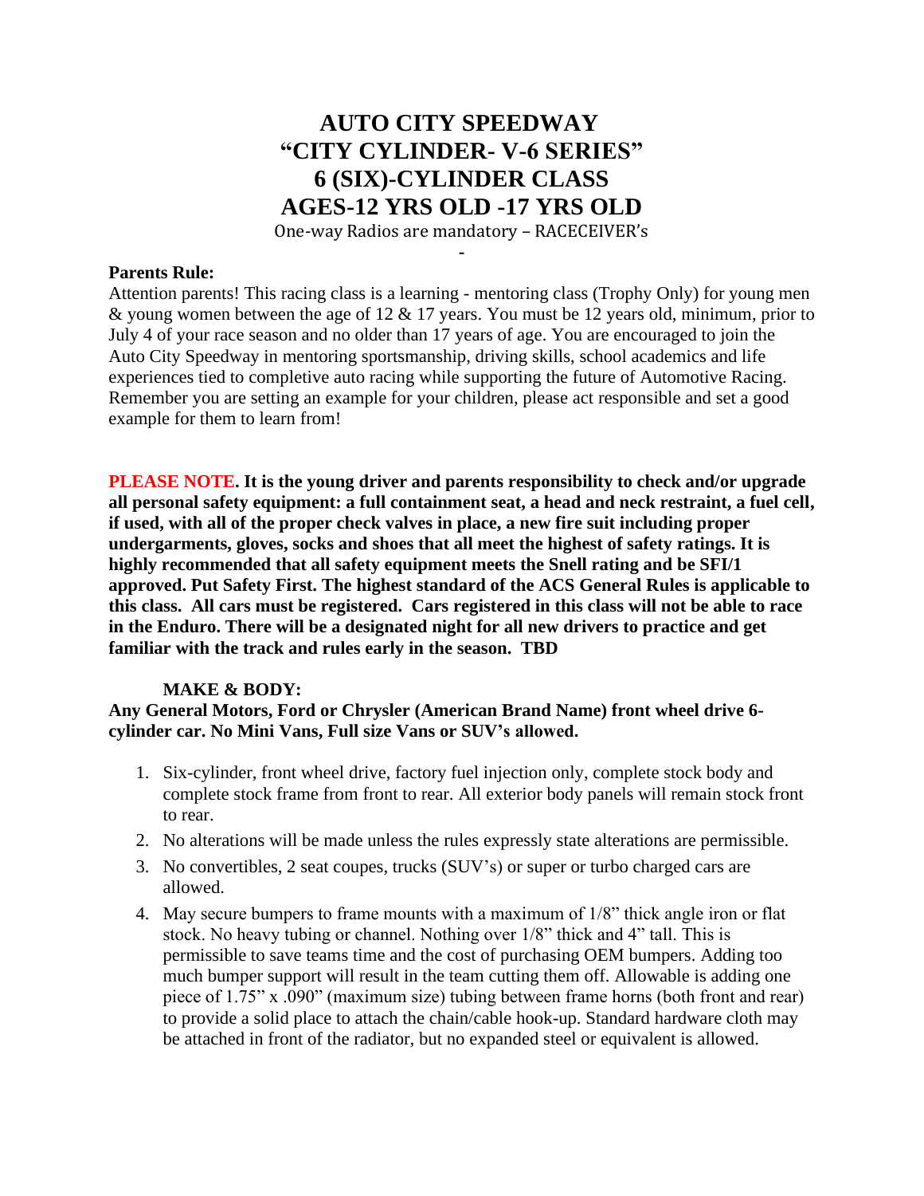# AUTO CITY SPEEDWAY
# "CITY CYLINDER- V-6 SERIES"
# 6 (SIX)-CYLINDER CLASS
# AGES-12 YRS OLD -17 YRS OLD

One-way Radios are mandatory – RACECEIVER's

-

**Parents Rule:**

Attention parents! This racing class is a learning - mentoring class (Trophy Only) for young men & young women between the age of 12 & 17 years. You must be 12 years old, minimum, prior to July 4 of your race season and no older than 17 years of age. You are encouraged to join the Auto City Speedway in mentoring sportsmanship, driving skills, school academics and life experiences tied to completive auto racing while supporting the future of Automotive Racing. Remember you are setting an example for your children, please act responsible and set a good example for them to learn from!

**PLEASE NOTE. It is the young driver and parents responsibility to check and/or upgrade all personal safety equipment: a full containment seat, a head and neck restraint, a fuel cell, if used, with all of the proper check valves in place, a new fire suit including proper undergarments, gloves, socks and shoes that all meet the highest of safety ratings. It is highly recommended that all safety equipment meets the Snell rating and be SFI/1 approved. Put Safety First. The highest standard of the ACS General Rules is applicable to this class. All cars must be registered. Cars registered in this class will not be able to race in the Enduro. There will be a designated night for all new drivers to practice and get familiar with the track and rules early in the season. TBD**

**MAKE & BODY:**

**Any General Motors, Ford or Chrysler (American Brand Name) front wheel drive 6-cylinder car. No Mini Vans, Full size Vans or SUV's allowed.**

1. Six-cylinder, front wheel drive, factory fuel injection only, complete stock body and complete stock frame from front to rear. All exterior body panels will remain stock front to rear.
2. No alterations will be made unless the rules expressly state alterations are permissible.
3. No convertibles, 2 seat coupes, trucks (SUV's) or super or turbo charged cars are allowed.
4. May secure bumpers to frame mounts with a maximum of 1/8" thick angle iron or flat stock. No heavy tubing or channel. Nothing over 1/8" thick and 4" tall. This is permissible to save teams time and the cost of purchasing OEM bumpers. Adding too much bumper support will result in the team cutting them off. Allowable is adding one piece of 1.75" x .090" (maximum size) tubing between frame horns (both front and rear) to provide a solid place to attach the chain/cable hook-up. Standard hardware cloth may be attached in front of the radiator, but no expanded steel or equivalent is allowed.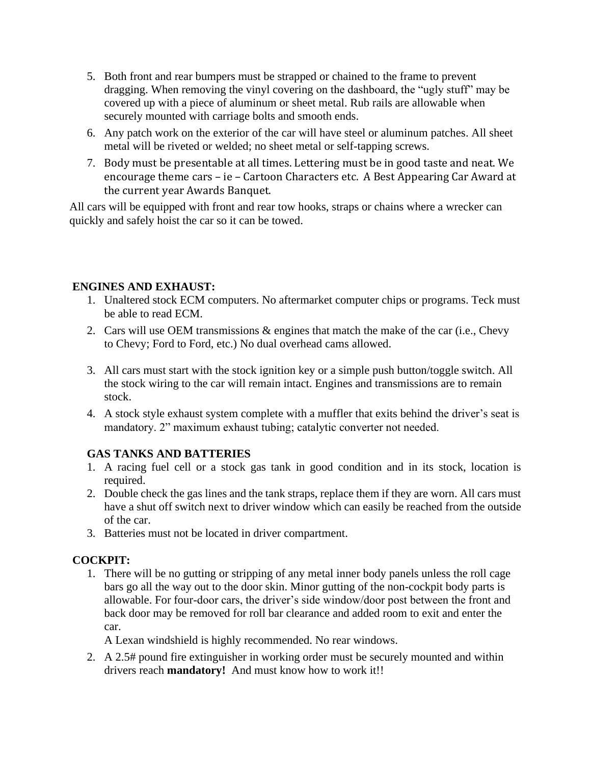5. Both front and rear bumpers must be strapped or chained to the frame to prevent dragging. When removing the vinyl covering on the dashboard, the "ugly stuff" may be covered up with a piece of aluminum or sheet metal. Rub rails are allowable when securely mounted with carriage bolts and smooth ends.
6. Any patch work on the exterior of the car will have steel or aluminum patches. All sheet metal will be riveted or welded; no sheet metal or self-tapping screws.
7. Body must be presentable at all times. Lettering must be in good taste and neat. We encourage theme cars – ie – Cartoon Characters etc. A Best Appearing Car Award at the current year Awards Banquet.

All cars will be equipped with front and rear tow hooks, straps or chains where a wrecker can quickly and safely hoist the car so it can be towed.

**ENGINES AND EXHAUST:**

1. Unaltered stock ECM computers. No aftermarket computer chips or programs. Teck must be able to read ECM.
2. Cars will use OEM transmissions & engines that match the make of the car (i.e., Chevy to Chevy; Ford to Ford, etc.) No dual overhead cams allowed.
3. All cars must start with the stock ignition key or a simple push button/toggle switch. All the stock wiring to the car will remain intact. Engines and transmissions are to remain stock.
4. A stock style exhaust system complete with a muffler that exits behind the driver's seat is mandatory. 2" maximum exhaust tubing; catalytic converter not needed.

**GAS TANKS AND BATTERIES**

1. A racing fuel cell or a stock gas tank in good condition and in its stock, location is required.
2. Double check the gas lines and the tank straps, replace them if they are worn. All cars must have a shut off switch next to driver window which can easily be reached from the outside of the car.
3. Batteries must not be located in driver compartment.

**COCKPIT:**

1. There will be no gutting or stripping of any metal inner body panels unless the roll cage bars go all the way out to the door skin. Minor gutting of the non-cockpit body parts is allowable. For four-door cars, the driver's side window/door post between the front and back door may be removed for roll bar clearance and added room to exit and enter the car.

   A Lexan windshield is highly recommended. No rear windows.
2. A 2.5# pound fire extinguisher in working order must be securely mounted and within drivers reach **mandatory!** And must know how to work it!!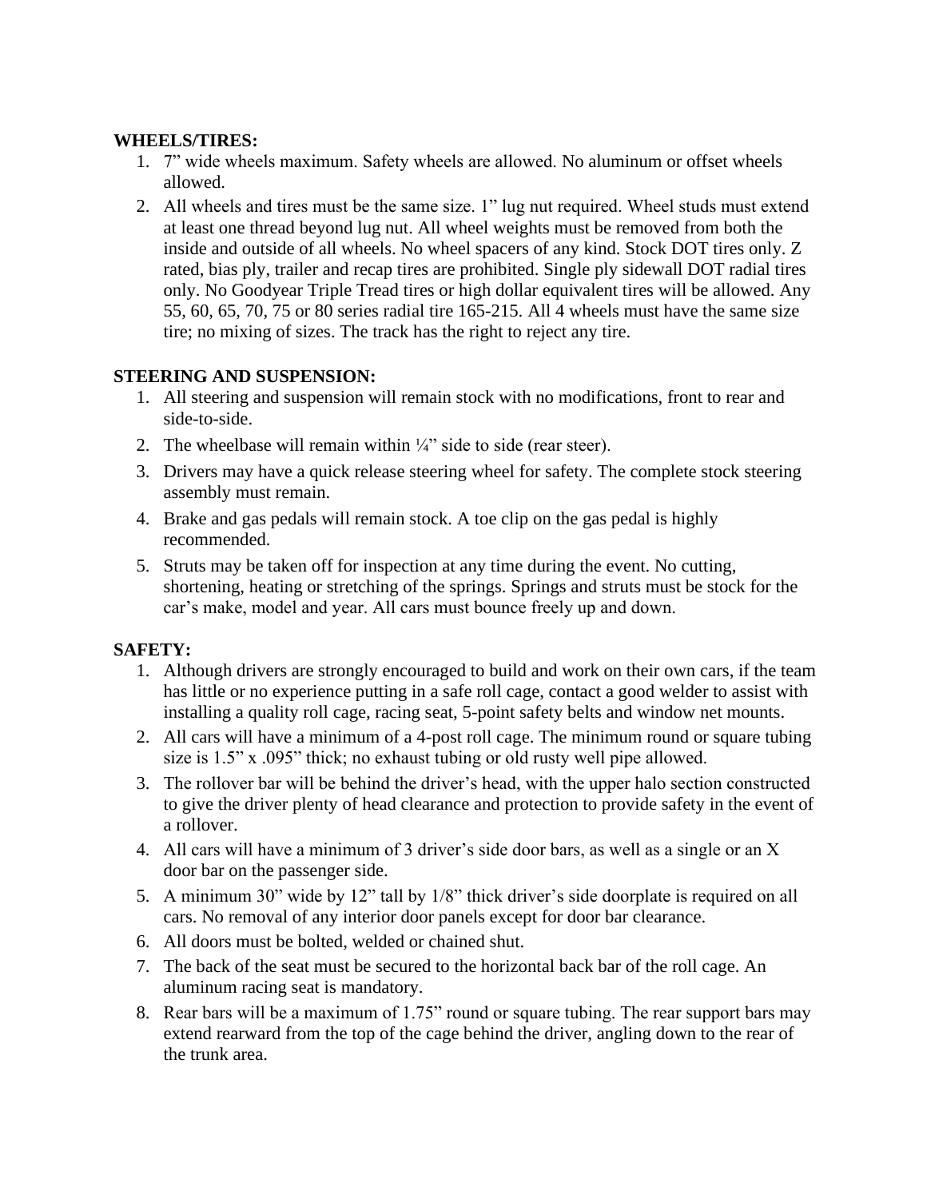**WHEELS/TIRES:**

1. 7" wide wheels maximum. Safety wheels are allowed. No aluminum or offset wheels allowed.
2. All wheels and tires must be the same size. 1" lug nut required. Wheel studs must extend at least one thread beyond lug nut. All wheel weights must be removed from both the inside and outside of all wheels. No wheel spacers of any kind. Stock DOT tires only. Z rated, bias ply, trailer and recap tires are prohibited. Single ply sidewall DOT radial tires only. No Goodyear Triple Tread tires or high dollar equivalent tires will be allowed. Any 55, 60, 65, 70, 75 or 80 series radial tire 165-215. All 4 wheels must have the same size tire; no mixing of sizes. The track has the right to reject any tire.

**STEERING AND SUSPENSION:**

1. All steering and suspension will remain stock with no modifications, front to rear and side-to-side.
2. The wheelbase will remain within ¼" side to side (rear steer).
3. Drivers may have a quick release steering wheel for safety. The complete stock steering assembly must remain.
4. Brake and gas pedals will remain stock. A toe clip on the gas pedal is highly recommended.
5. Struts may be taken off for inspection at any time during the event. No cutting, shortening, heating or stretching of the springs. Springs and struts must be stock for the car's make, model and year. All cars must bounce freely up and down.

**SAFETY:**

1. Although drivers are strongly encouraged to build and work on their own cars, if the team has little or no experience putting in a safe roll cage, contact a good welder to assist with installing a quality roll cage, racing seat, 5-point safety belts and window net mounts.
2. All cars will have a minimum of a 4-post roll cage. The minimum round or square tubing size is 1.5" x .095" thick; no exhaust tubing or old rusty well pipe allowed.
3. The rollover bar will be behind the driver's head, with the upper halo section constructed to give the driver plenty of head clearance and protection to provide safety in the event of a rollover.
4. All cars will have a minimum of 3 driver's side door bars, as well as a single or an X door bar on the passenger side.
5. A minimum 30" wide by 12" tall by 1/8" thick driver's side doorplate is required on all cars. No removal of any interior door panels except for door bar clearance.
6. All doors must be bolted, welded or chained shut.
7. The back of the seat must be secured to the horizontal back bar of the roll cage. An aluminum racing seat is mandatory.
8. Rear bars will be a maximum of 1.75" round or square tubing. The rear support bars may extend rearward from the top of the cage behind the driver, angling down to the rear of the trunk area.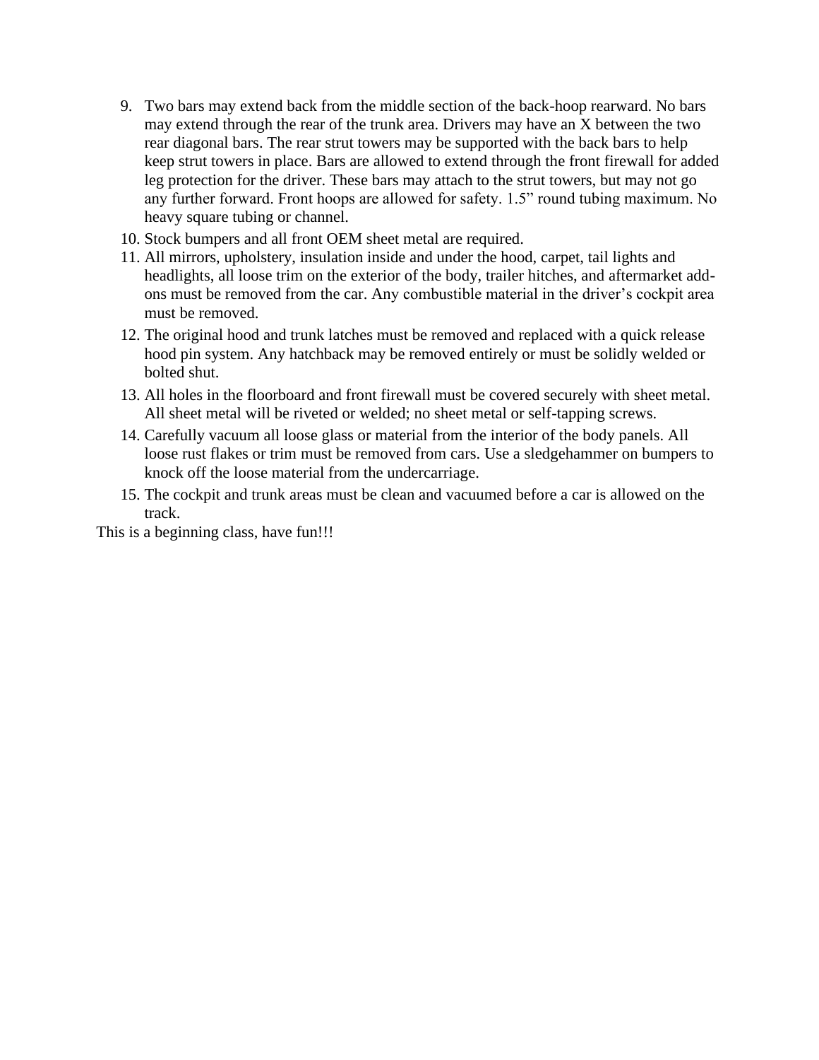9. Two bars may extend back from the middle section of the back-hoop rearward. No bars may extend through the rear of the trunk area. Drivers may have an X between the two rear diagonal bars. The rear strut towers may be supported with the back bars to help keep strut towers in place. Bars are allowed to extend through the front firewall for added leg protection for the driver. These bars may attach to the strut towers, but may not go any further forward. Front hoops are allowed for safety. 1.5" round tubing maximum. No heavy square tubing or channel.
10. Stock bumpers and all front OEM sheet metal are required.
11. All mirrors, upholstery, insulation inside and under the hood, carpet, tail lights and headlights, all loose trim on the exterior of the body, trailer hitches, and aftermarket add-ons must be removed from the car. Any combustible material in the driver's cockpit area must be removed.
12. The original hood and trunk latches must be removed and replaced with a quick release hood pin system. Any hatchback may be removed entirely or must be solidly welded or bolted shut.
13. All holes in the floorboard and front firewall must be covered securely with sheet metal. All sheet metal will be riveted or welded; no sheet metal or self-tapping screws.
14. Carefully vacuum all loose glass or material from the interior of the body panels. All loose rust flakes or trim must be removed from cars. Use a sledgehammer on bumpers to knock off the loose material from the undercarriage.
15. The cockpit and trunk areas must be clean and vacuumed before a car is allowed on the track.

This is a beginning class, have fun!!!